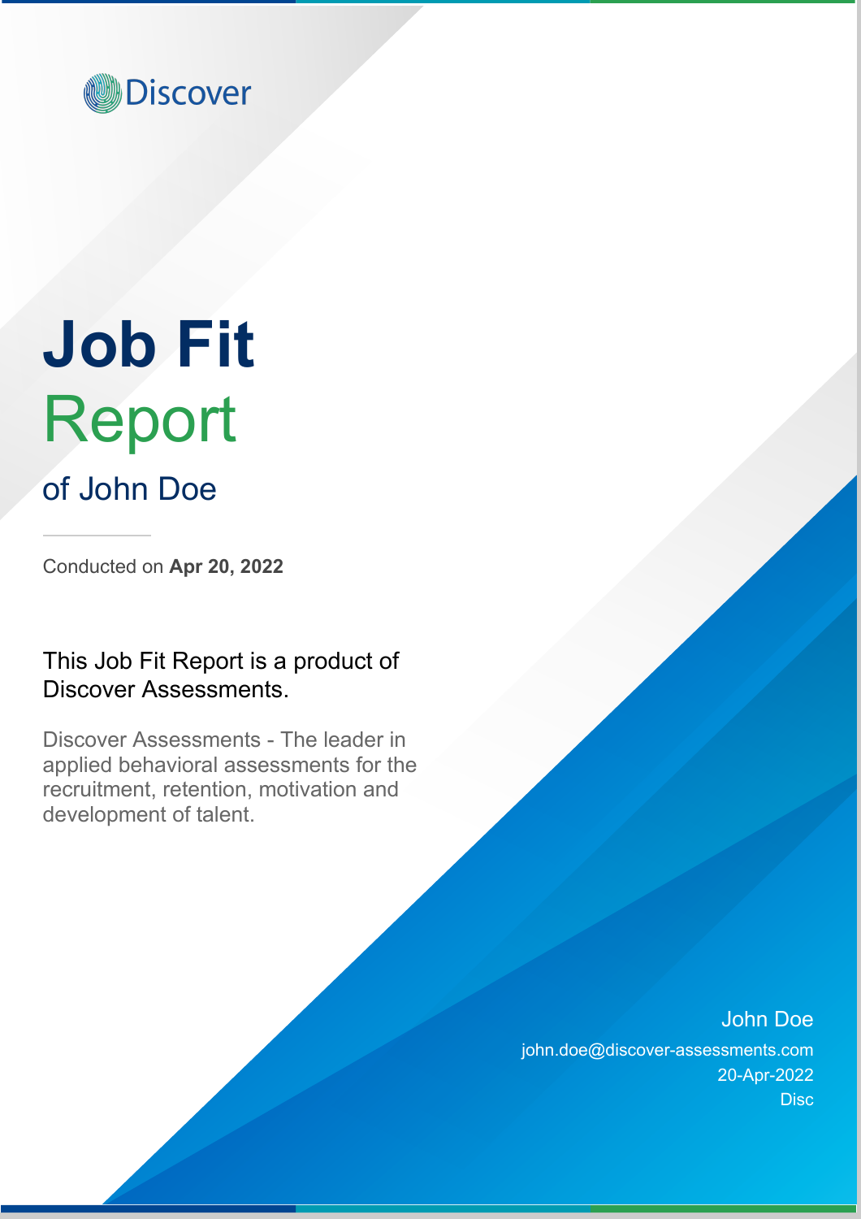Discover

# Job Fit Report

## of John Doe

Conducted on **Apr 20, 2022**

This Job Fit Report is a product of Discover Assessments.

Discover Assessments - The leader in applied behavioral assessments for the recruitment, retention, motivation and development of talent.

John Doe
john.doe@discover-assessments.com
20-Apr-2022
Disc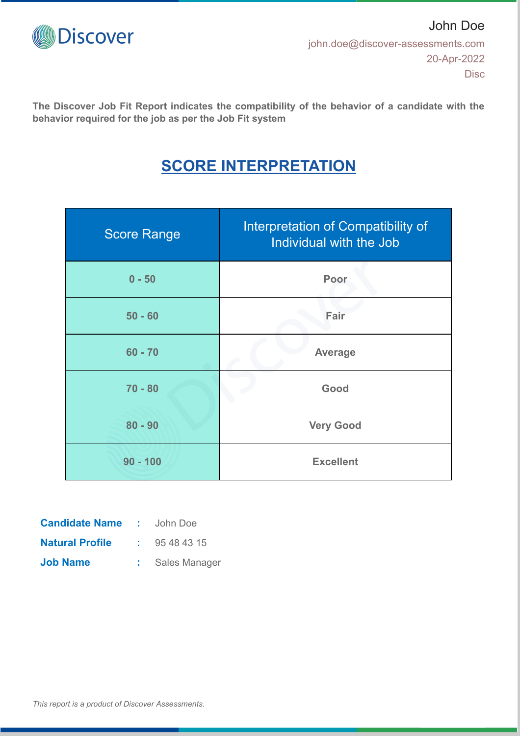John Doe
john.doe@discover-assessments.com
20-Apr-2022
Disc

**The Discover Job Fit Report indicates the compatibility of the behavior of a candidate with the behavior required for the job as per the Job Fit system**

# SCORE INTERPRETATION

| Score Range | Interpretation of Compatibility of Individual with the Job |
|---|---|
| **0 - 50** | **Poor** |
| **50 - 60** | **Fair** |
| **60 - 70** | **Average** |
| **70 - 80** | **Good** |
| **80 - 90** | **Very Good** |
| **90 - 100** | **Excellent** |

**Candidate Name** : John Doe
**Natural Profile** : 95 48 43 15
**Job Name** : Sales Manager

*This report is a product of Discover Assessments.*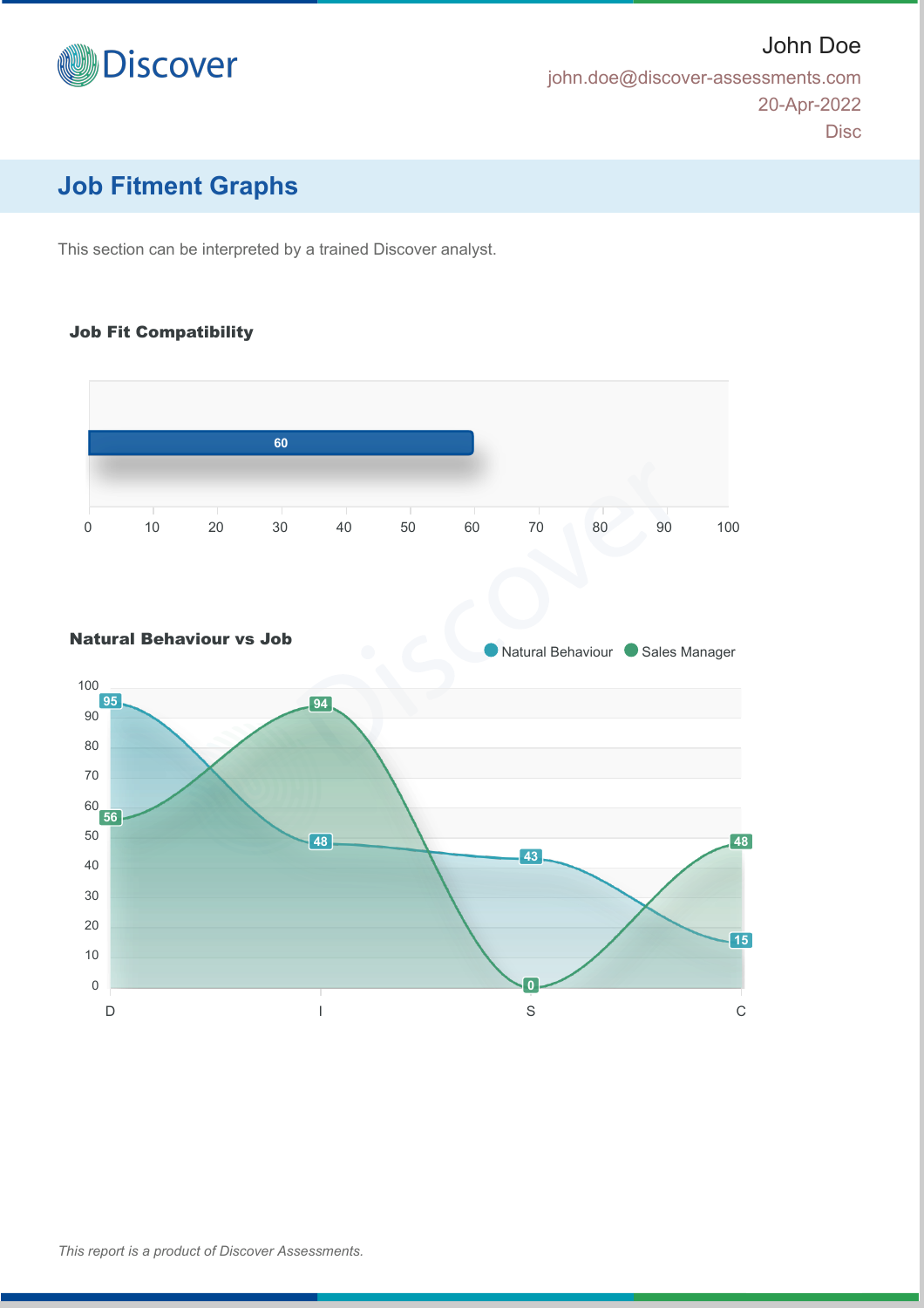John Doe

john.doe@discover-assessments.com

20-Apr-2022

Disc

## Job Fitment Graphs

This section can be interpreted by a trained Discover analyst.

### Job Fit Compatibility

| Job Fit Compatibility |
| --- |
| 60 |

### Natural Behaviour vs Job

| | D | I | S | C |
| --- | --- | --- | --- | --- |
| Natural Behaviour | 95 | 48 | 43 | 15 |
| Sales Manager | 56 | 94 | 0 | 48 |

*This report is a product of Discover Assessments.*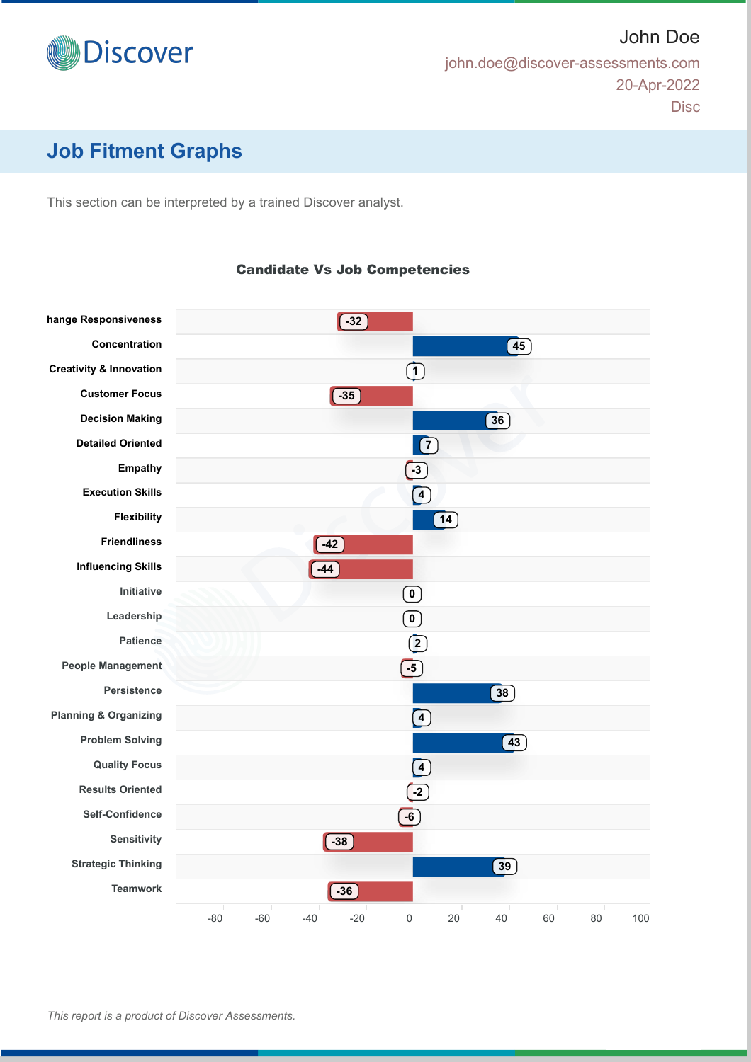John Doe

john.doe@discover-assessments.com

20-Apr-2022

Disc

## Job Fitment Graphs

This section can be interpreted by a trained Discover analyst.

**Candidate Vs Job Competencies**

| Competency | Score |
| --- | --- |
| hange Responsiveness | -32 |
| Concentration | 45 |
| Creativity & Innovation | 1 |
| Customer Focus | -35 |
| Decision Making | 36 |
| Detailed Oriented | 7 |
| Empathy | -3 |
| Execution Skills | 4 |
| Flexibility | 14 |
| Friendliness | -42 |
| Influencing Skills | -44 |
| Initiative | 0 |
| Leadership | 0 |
| Patience | 2 |
| People Management | -5 |
| Persistence | 38 |
| Planning & Organizing | 4 |
| Problem Solving | 43 |
| Quality Focus | 4 |
| Results Oriented | -2 |
| Self-Confidence | -6 |
| Sensitivity | -38 |
| Strategic Thinking | 39 |
| Teamwork | -36 |

*This report is a product of Discover Assessments.*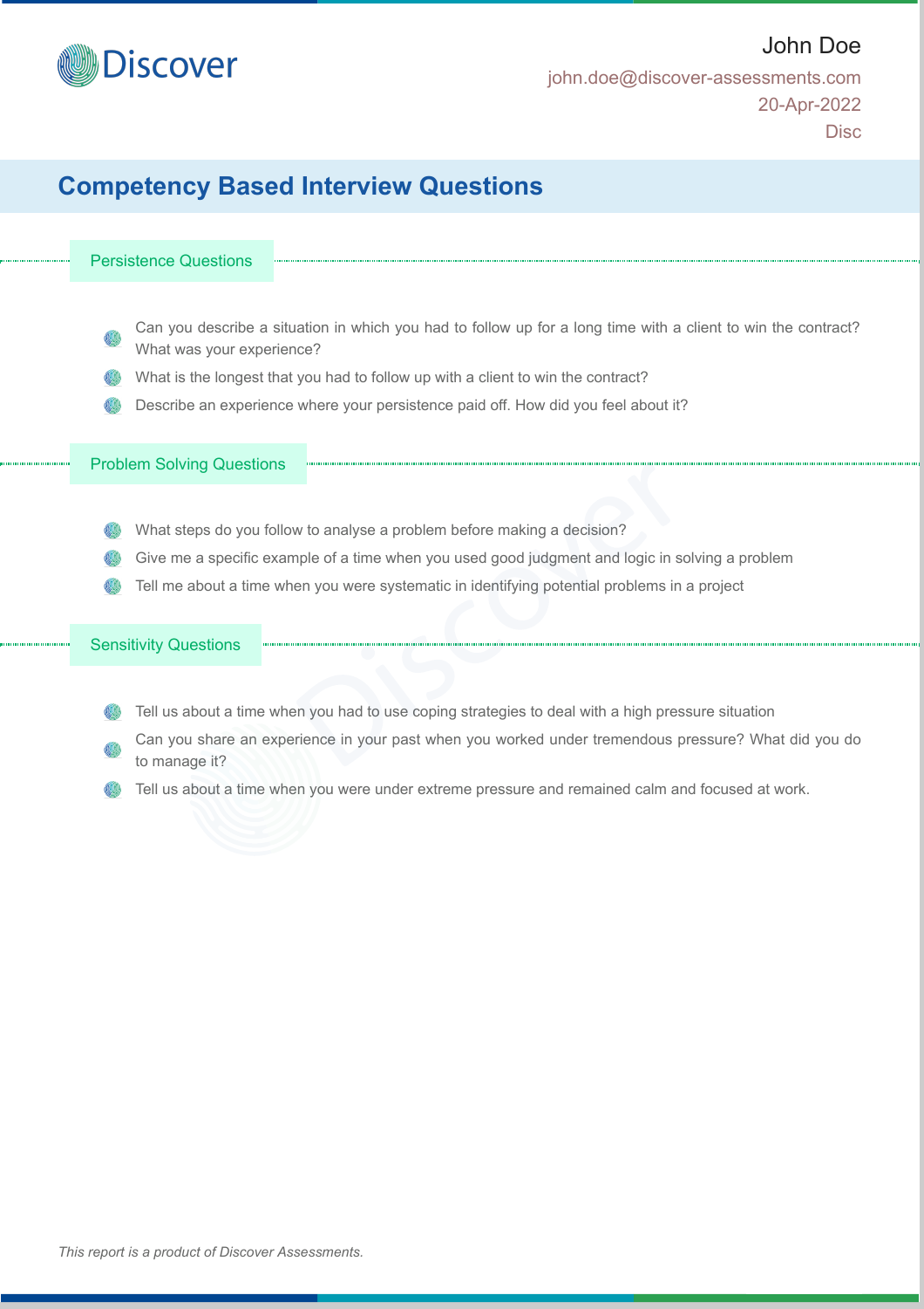John Doe

john.doe@discover-assessments.com

20-Apr-2022

Disc

# Competency Based Interview Questions

## Persistence Questions

- Can you describe a situation in which you had to follow up for a long time with a client to win the contract? What was your experience?
- What is the longest that you had to follow up with a client to win the contract?
- Describe an experience where your persistence paid off. How did you feel about it?

## Problem Solving Questions

- What steps do you follow to analyse a problem before making a decision?
- Give me a specific example of a time when you used good judgment and logic in solving a problem
- Tell me about a time when you were systematic in identifying potential problems in a project

## Sensitivity Questions

- Tell us about a time when you had to use coping strategies to deal with a high pressure situation
- Can you share an experience in your past when you worked under tremendous pressure? What did you do to manage it?
- Tell us about a time when you were under extreme pressure and remained calm and focused at work.

*This report is a product of Discover Assessments.*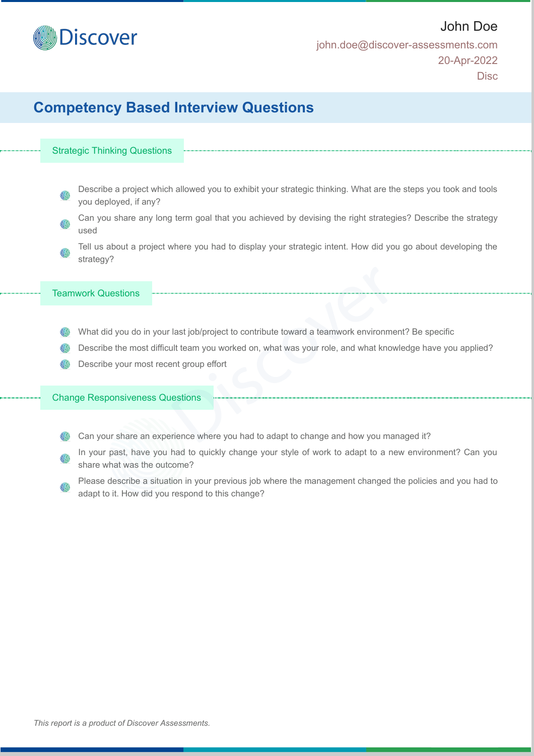John Doe
john.doe@discover-assessments.com
20-Apr-2022
Disc

# Competency Based Interview Questions

## Strategic Thinking Questions

- Describe a project which allowed you to exhibit your strategic thinking. What are the steps you took and tools you deployed, if any?
- Can you share any long term goal that you achieved by devising the right strategies? Describe the strategy used
- Tell us about a project where you had to display your strategic intent. How did you go about developing the strategy?

## Teamwork Questions

- What did you do in your last job/project to contribute toward a teamwork environment? Be specific
- Describe the most difficult team you worked on, what was your role, and what knowledge have you applied?
- Describe your most recent group effort

## Change Responsiveness Questions

- Can your share an experience where you had to adapt to change and how you managed it?
- In your past, have you had to quickly change your style of work to adapt to a new environment? Can you share what was the outcome?
- Please describe a situation in your previous job where the management changed the policies and you had to adapt to it. How did you respond to this change?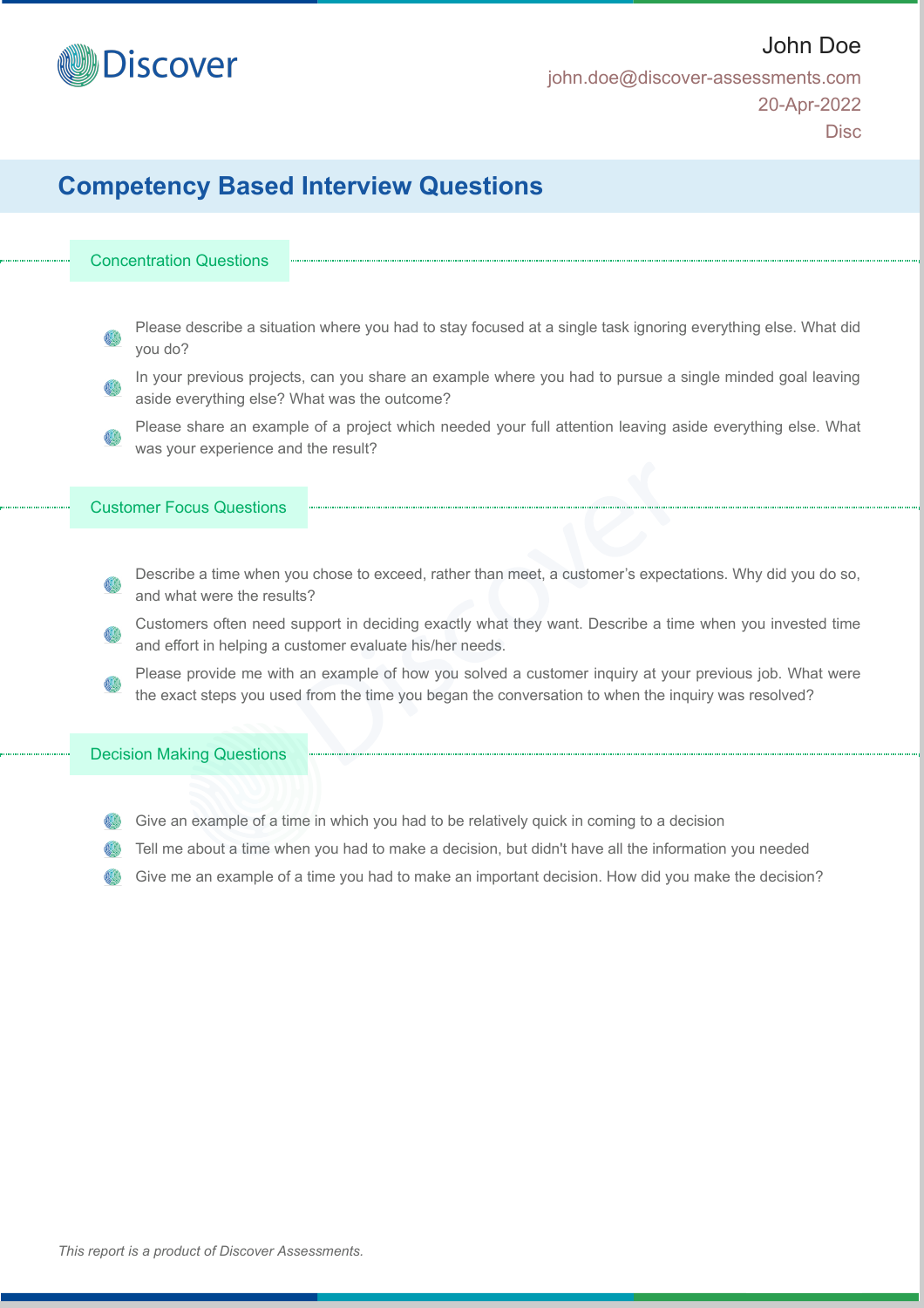John Doe
john.doe@discover-assessments.com
20-Apr-2022
Disc

# Competency Based Interview Questions

## Concentration Questions

- Please describe a situation where you had to stay focused at a single task ignoring everything else. What did you do?
- In your previous projects, can you share an example where you had to pursue a single minded goal leaving aside everything else? What was the outcome?
- Please share an example of a project which needed your full attention leaving aside everything else. What was your experience and the result?

## Customer Focus Questions

- Describe a time when you chose to exceed, rather than meet, a customer's expectations. Why did you do so, and what were the results?
- Customers often need support in deciding exactly what they want. Describe a time when you invested time and effort in helping a customer evaluate his/her needs.
- Please provide me with an example of how you solved a customer inquiry at your previous job. What were the exact steps you used from the time you began the conversation to when the inquiry was resolved?

## Decision Making Questions

- Give an example of a time in which you had to be relatively quick in coming to a decision
- Tell me about a time when you had to make a decision, but didn't have all the information you needed
- Give me an example of a time you had to make an important decision. How did you make the decision?

*This report is a product of Discover Assessments.*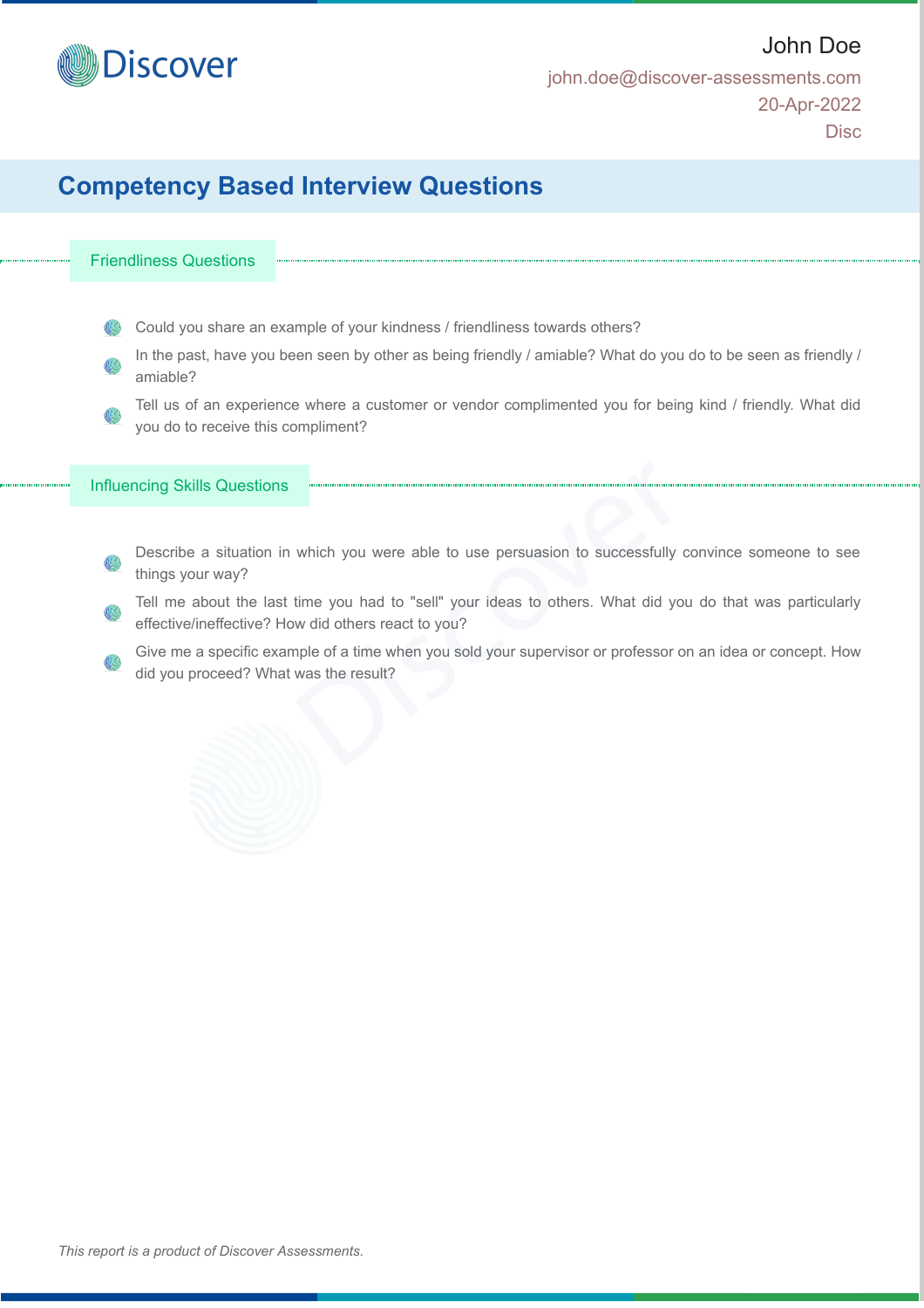John Doe

john.doe@discover-assessments.com

20-Apr-2022

Disc

## Competency Based Interview Questions

### Friendliness Questions

- Could you share an example of your kindness / friendliness towards others?
- In the past, have you been seen by other as being friendly / amiable? What do you do to be seen as friendly / amiable?
- Tell us of an experience where a customer or vendor complimented you for being kind / friendly. What did you do to receive this compliment?

### Influencing Skills Questions

- Describe a situation in which you were able to use persuasion to successfully convince someone to see things your way?
- Tell me about the last time you had to "sell" your ideas to others. What did you do that was particularly effective/ineffective? How did others react to you?
- Give me a specific example of a time when you sold your supervisor or professor on an idea or concept. How did you proceed? What was the result?

*This report is a product of Discover Assessments.*